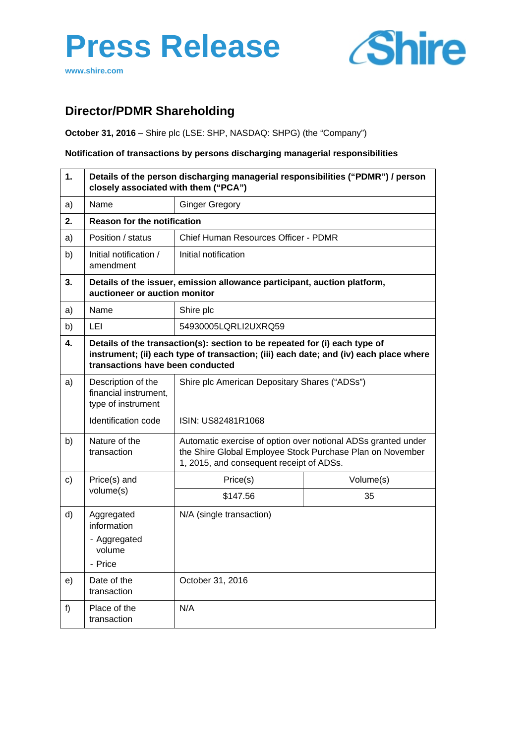# Press Release

www.shire.com

Shire

## Director/PDMR Shareholding

**October 31, 2016** – Shire plc (LSE: SHP, NASDAQ: SHPG) (the "Company")

**Notification of transactions by persons discharging managerial responsibilities**

| | | | |
|---|---|---|---|
| **1.** | **Details of the person discharging managerial responsibilities ("PDMR") / person closely associated with them ("PCA")** | | |
| a) | Name | Ginger Gregory | |
| **2.** | **Reason for the notification** | | |
| a) | Position / status | Chief Human Resources Officer - PDMR | |
| b) | Initial notification / amendment | Initial notification | |
| **3.** | **Details of the issuer, emission allowance participant, auction platform, auctioneer or auction monitor** | | |
| a) | Name | Shire plc | |
| b) | LEI | 54930005LQRLI2UXRQ59 | |
| **4.** | **Details of the transaction(s): section to be repeated for (i) each type of instrument; (ii) each type of transaction; (iii) each date; and (iv) each place where transactions have been conducted** | | |
| a) | Description of the financial instrument, type of instrument<br><br>Identification code | Shire plc American Depositary Shares ("ADSs")<br><br>ISIN: US82481R1068 | |
| b) | Nature of the transaction | Automatic exercise of option over notional ADSs granted under the Shire Global Employee Stock Purchase Plan on November 1, 2015, and consequent receipt of ADSs. | |
| c) | Price(s) and volume(s) | Price(s) | Volume(s) |
| | | $147.56 | 35 |
| d) | Aggregated information<br>- Aggregated volume<br>- Price | N/A (single transaction) | |
| e) | Date of the transaction | October 31, 2016 | |
| f) | Place of the transaction | N/A | |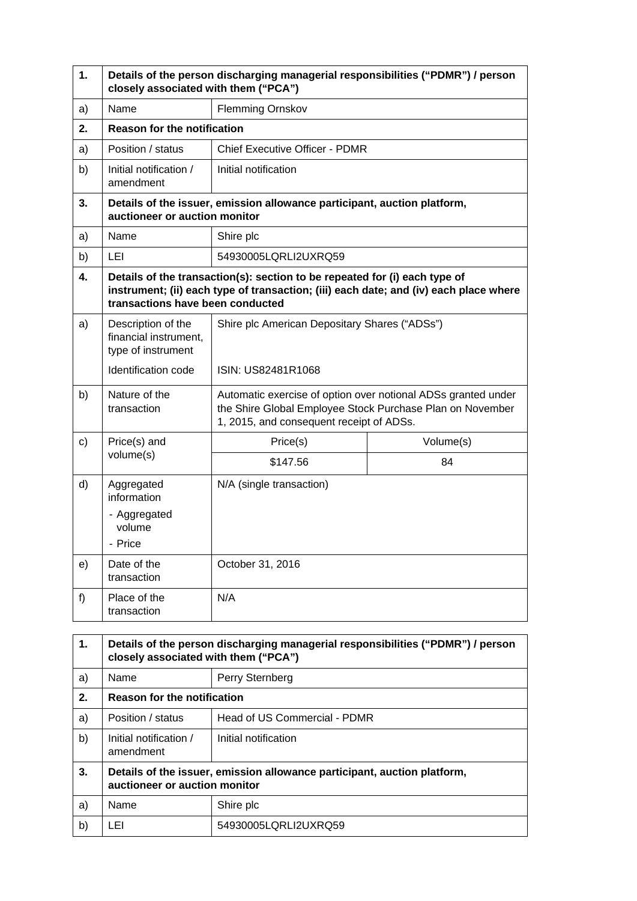| 1. | Details of the person discharging managerial responsibilities ("PDMR") / person closely associated with them ("PCA") | | |
|---|---|---|---|
| a) | Name | Flemming Ornskov | |
| **2.** | **Reason for the notification** | | |
| a) | Position / status | Chief Executive Officer - PDMR | |
| b) | Initial notification / amendment | Initial notification | |
| **3.** | **Details of the issuer, emission allowance participant, auction platform, auctioneer or auction monitor** | | |
| a) | Name | Shire plc | |
| b) | LEI | 54930005LQRLI2UXRQ59 | |
| **4.** | **Details of the transaction(s): section to be repeated for (i) each type of instrument; (ii) each type of transaction; (iii) each date; and (iv) each place where transactions have been conducted** | | |
| a) | Description of the financial instrument, type of instrument<br><br>Identification code | Shire plc American Depositary Shares ("ADSs")<br><br>ISIN: US82481R1068 | |
| b) | Nature of the transaction | Automatic exercise of option over notional ADSs granted under the Shire Global Employee Stock Purchase Plan on November 1, 2015, and consequent receipt of ADSs. | |
| c) | Price(s) and volume(s) | Price(s) | Volume(s) |
| | | $147.56 | 84 |
| d) | Aggregated information<br>- Aggregated volume<br>- Price | N/A (single transaction) | |
| e) | Date of the transaction | October 31, 2016 | |
| f) | Place of the transaction | N/A | |

| 1. | Details of the person discharging managerial responsibilities ("PDMR") / person closely associated with them ("PCA") | |
|---|---|---|
| a) | Name | Perry Sternberg |
| **2.** | **Reason for the notification** | |
| a) | Position / status | Head of US Commercial - PDMR |
| b) | Initial notification / amendment | Initial notification |
| **3.** | **Details of the issuer, emission allowance participant, auction platform, auctioneer or auction monitor** | |
| a) | Name | Shire plc |
| b) | LEI | 54930005LQRLI2UXRQ59 |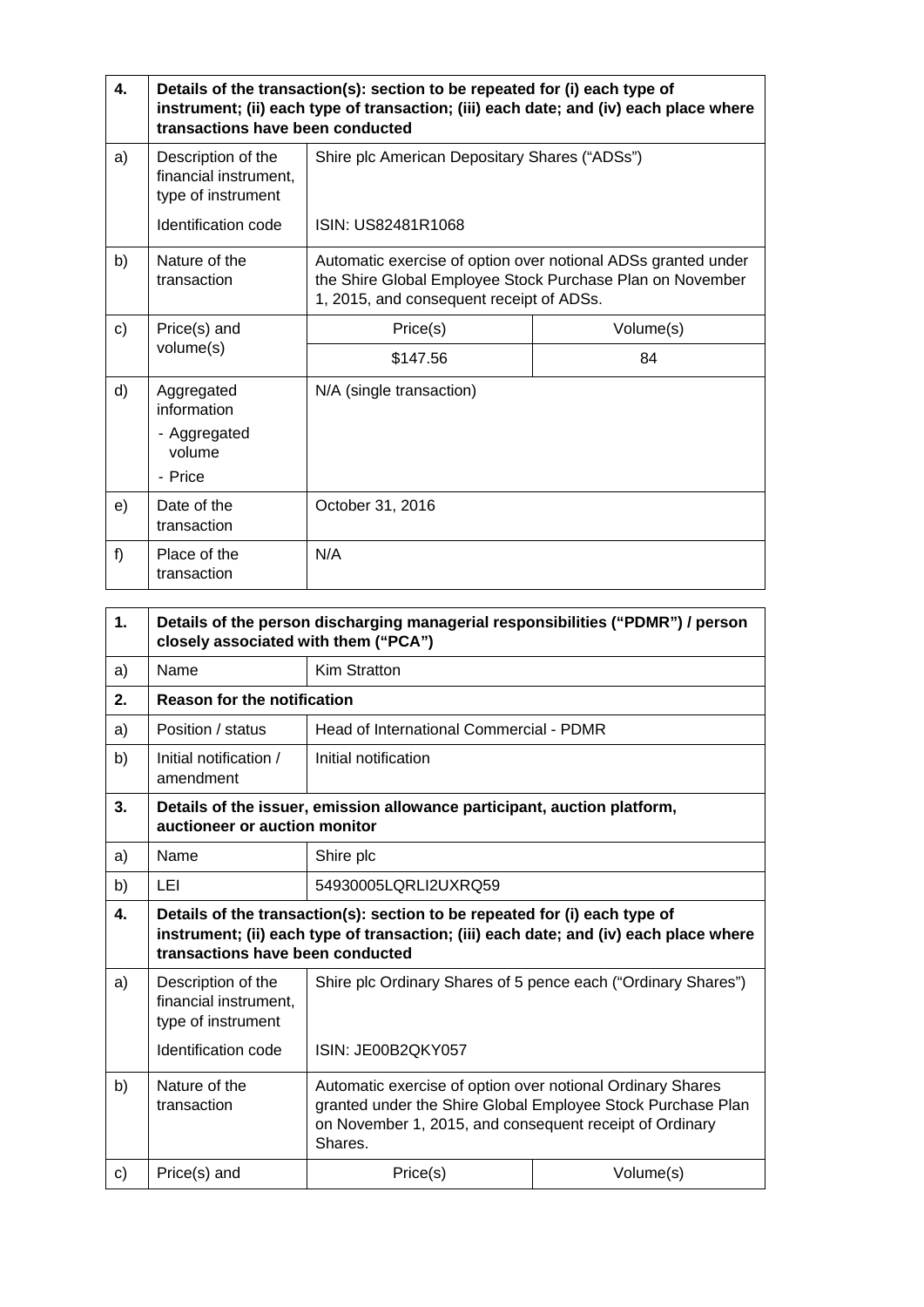| 4. | Details of the transaction(s): section to be repeated for (i) each type of instrument; (ii) each type of transaction; (iii) each date; and (iv) each place where transactions have been conducted | | |
|---|---|---|---|
| a) | Description of the financial instrument, type of instrument | Shire plc American Depositary Shares ("ADSs") | |
| | Identification code | ISIN: US82481R1068 | |
| b) | Nature of the transaction | Automatic exercise of option over notional ADSs granted under the Shire Global Employee Stock Purchase Plan on November 1, 2015, and consequent receipt of ADSs. | |
| c) | Price(s) and volume(s) | Price(s) | Volume(s) |
| | | $147.56 | 84 |
| d) | Aggregated information<br>- Aggregated volume<br>- Price | N/A (single transaction) | |
| e) | Date of the transaction | October 31, 2016 | |
| f) | Place of the transaction | N/A | |

| 1. | Details of the person discharging managerial responsibilities ("PDMR") / person closely associated with them ("PCA") | | |
|---|---|---|---|
| a) | Name | Kim Stratton | |
| **2.** | **Reason for the notification** | | |
| a) | Position / status | Head of International Commercial - PDMR | |
| b) | Initial notification / amendment | Initial notification | |
| **3.** | **Details of the issuer, emission allowance participant, auction platform, auctioneer or auction monitor** | | |
| a) | Name | Shire plc | |
| b) | LEI | 54930005LQRLI2UXRQ59 | |
| **4.** | **Details of the transaction(s): section to be repeated for (i) each type of instrument; (ii) each type of transaction; (iii) each date; and (iv) each place where transactions have been conducted** | | |
| a) | Description of the financial instrument, type of instrument | Shire plc Ordinary Shares of 5 pence each ("Ordinary Shares") | |
| | Identification code | ISIN: JE00B2QKY057 | |
| b) | Nature of the transaction | Automatic exercise of option over notional Ordinary Shares granted under the Shire Global Employee Stock Purchase Plan on November 1, 2015, and consequent receipt of Ordinary Shares. | |
| c) | Price(s) and | Price(s) | Volume(s) |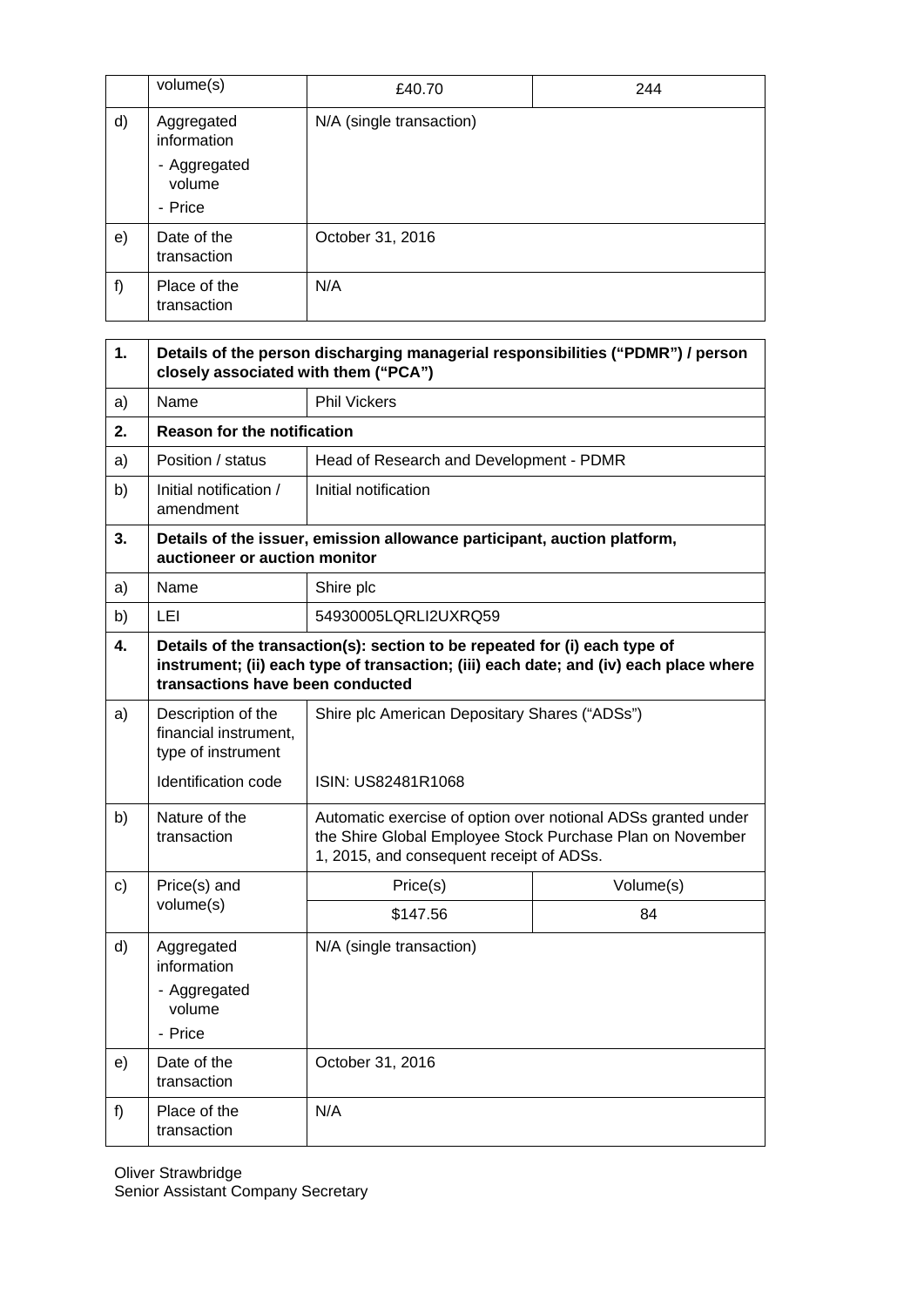| | volume(s) | £40.70 | 244 |
|---|---|---|---|
| d) | Aggregated information<br>- Aggregated volume<br>- Price | N/A (single transaction) | |
| e) | Date of the transaction | October 31, 2016 | |
| f) | Place of the transaction | N/A | |

| | | | |
|---|---|---|---|
| **1.** | **Details of the person discharging managerial responsibilities ("PDMR") / person closely associated with them ("PCA")** | | |
| a) | Name | Phil Vickers | |
| **2.** | **Reason for the notification** | | |
| a) | Position / status | Head of Research and Development - PDMR | |
| b) | Initial notification / amendment | Initial notification | |
| **3.** | **Details of the issuer, emission allowance participant, auction platform, auctioneer or auction monitor** | | |
| a) | Name | Shire plc | |
| b) | LEI | 54930005LQRLI2UXRQ59 | |
| **4.** | **Details of the transaction(s): section to be repeated for (i) each type of instrument; (ii) each type of transaction; (iii) each date; and (iv) each place where transactions have been conducted** | | |
| a) | Description of the financial instrument, type of instrument<br>Identification code | Shire plc American Depositary Shares ("ADSs")<br>ISIN: US82481R1068 | |
| b) | Nature of the transaction | Automatic exercise of option over notional ADSs granted under the Shire Global Employee Stock Purchase Plan on November 1, 2015, and consequent receipt of ADSs. | |
| c) | Price(s) and volume(s) | Price(s) | Volume(s) |
| | | $147.56 | 84 |
| d) | Aggregated information<br>- Aggregated volume<br>- Price | N/A (single transaction) | |
| e) | Date of the transaction | October 31, 2016 | |
| f) | Place of the transaction | N/A | |

Oliver Strawbridge
Senior Assistant Company Secretary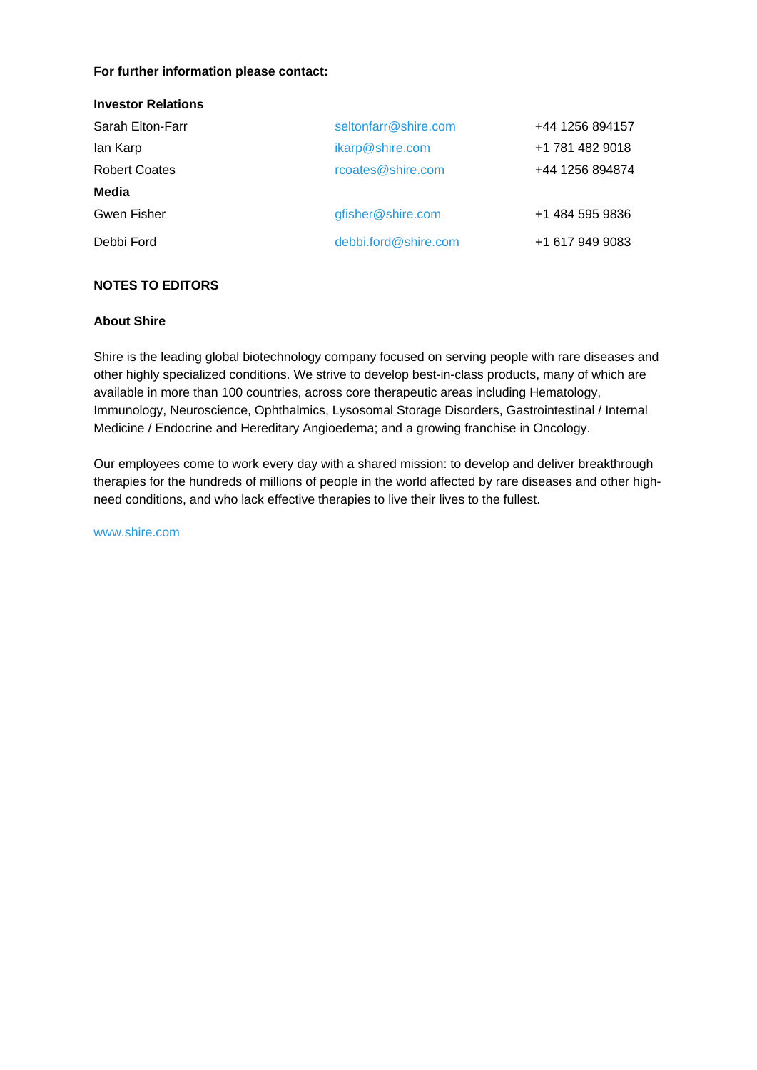**For further information please contact:**

| | | |
|---|---|---|
| **Investor Relations** | | |
| Sarah Elton-Farr | seltonfarr@shire.com | +44 1256 894157 |
| Ian Karp | ikarp@shire.com | +1 781 482 9018 |
| Robert Coates | rcoates@shire.com | +44 1256 894874 |
| **Media** | | |
| Gwen Fisher | gfisher@shire.com | +1 484 595 9836 |
| Debbi Ford | debbi.ford@shire.com | +1 617 949 9083 |

**NOTES TO EDITORS**

**About Shire**

Shire is the leading global biotechnology company focused on serving people with rare diseases and other highly specialized conditions. We strive to develop best-in-class products, many of which are available in more than 100 countries, across core therapeutic areas including Hematology, Immunology, Neuroscience, Ophthalmics, Lysosomal Storage Disorders, Gastrointestinal / Internal Medicine / Endocrine and Hereditary Angioedema; and a growing franchise in Oncology.

Our employees come to work every day with a shared mission: to develop and deliver breakthrough therapies for the hundreds of millions of people in the world affected by rare diseases and other high-need conditions, and who lack effective therapies to live their lives to the fullest.

www.shire.com